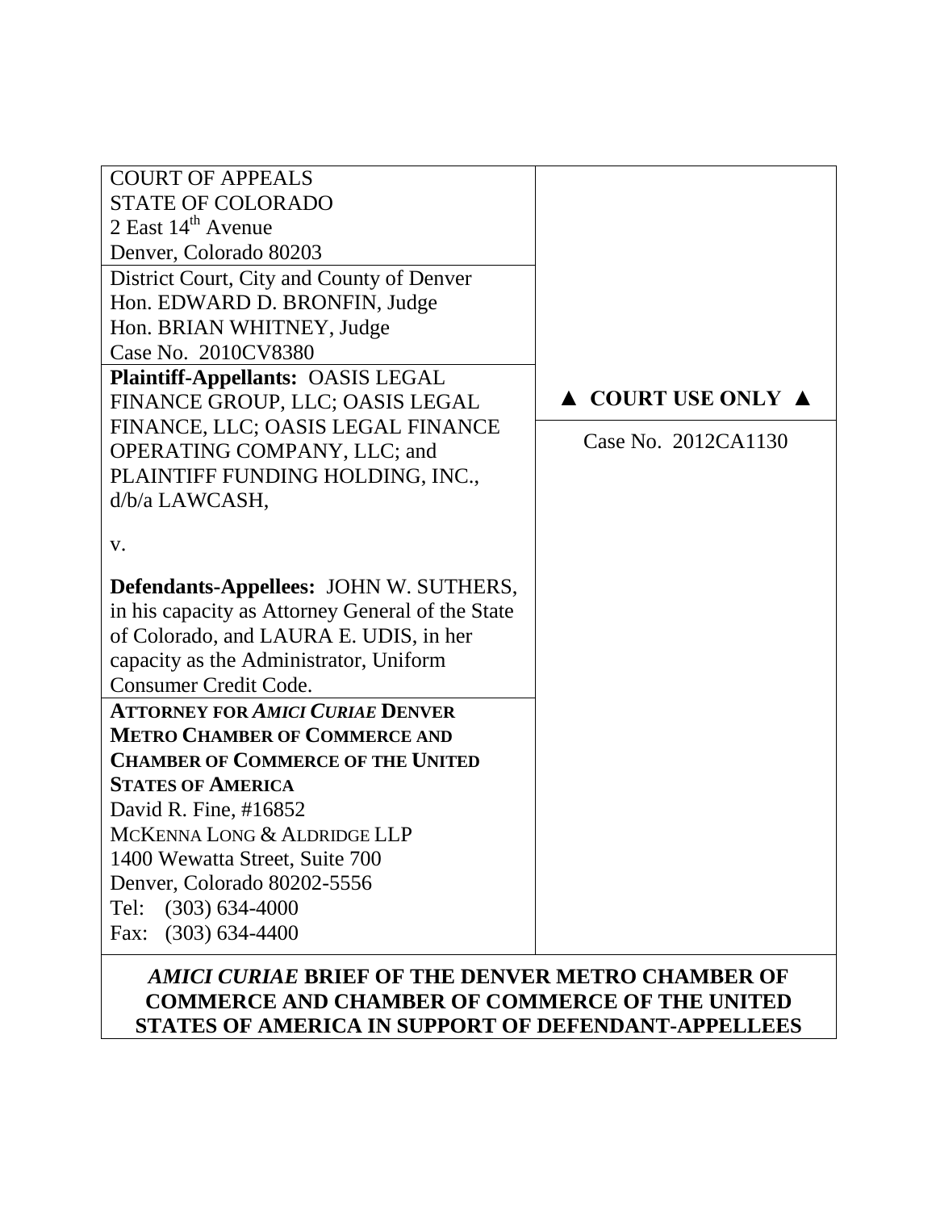COURT OF APPEALS
STATE OF COLORADO
2 East 14th Avenue
Denver, Colorado 80203

District Court, City and County of Denver
Hon. EDWARD D. BRONFIN, Judge
Hon. BRIAN WHITNEY, Judge
Case No. 2010CV8380

**Plaintiff-Appellants:** OASIS LEGAL FINANCE GROUP, LLC; OASIS LEGAL FINANCE, LLC; OASIS LEGAL FINANCE OPERATING COMPANY, LLC; and PLAINTIFF FUNDING HOLDING, INC., d/b/a LAWCASH,

v.

**Defendants-Appellees:** JOHN W. SUTHERS, in his capacity as Attorney General of the State of Colorado, and LAURA E. UDIS, in her capacity as the Administrator, Uniform Consumer Credit Code.

▲ COURT USE ONLY ▲

Case No. 2012CA1130

**ATTORNEY FOR *AMICI CURIAE* DENVER METRO CHAMBER OF COMMERCE AND CHAMBER OF COMMERCE OF THE UNITED STATES OF AMERICA**
David R. Fine, #16852
MCKENNA LONG & ALDRIDGE LLP
1400 Wewatta Street, Suite 700
Denver, Colorado 80202-5556
Tel: (303) 634-4000
Fax: (303) 634-4400

# *AMICI CURIAE* BRIEF OF THE DENVER METRO CHAMBER OF COMMERCE AND CHAMBER OF COMMERCE OF THE UNITED STATES OF AMERICA IN SUPPORT OF DEFENDANT-APPELLEES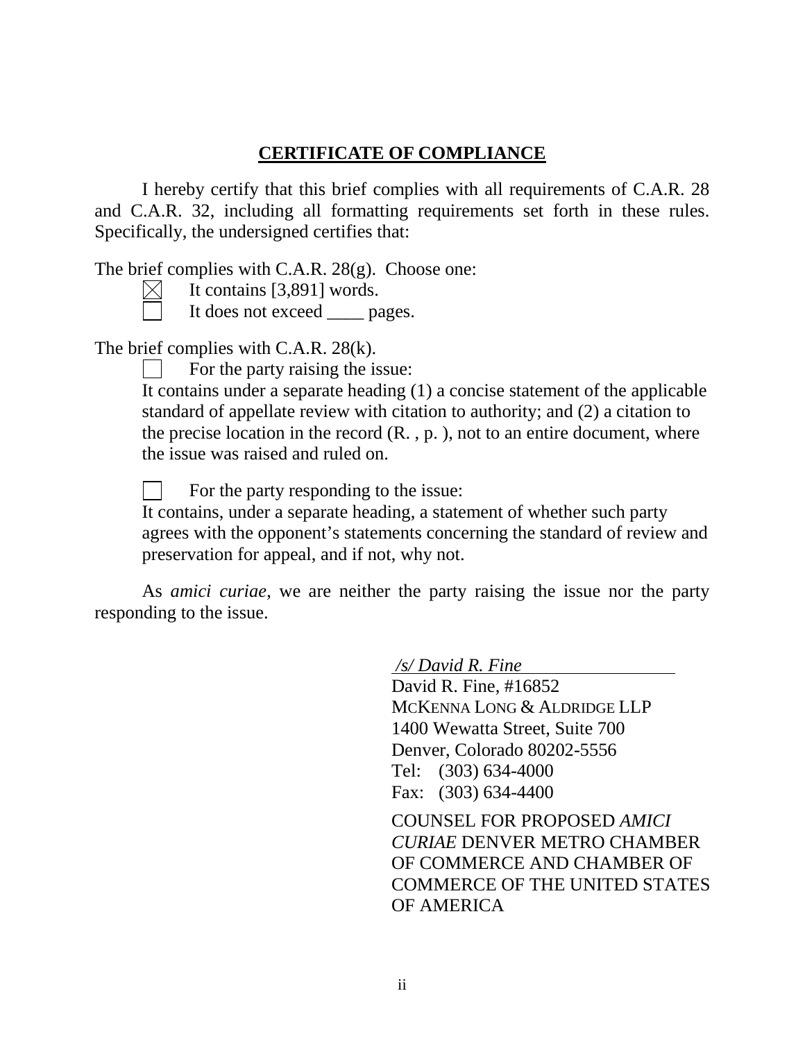## CERTIFICATE OF COMPLIANCE

I hereby certify that this brief complies with all requirements of C.A.R. 28 and C.A.R. 32, including all formatting requirements set forth in these rules. Specifically, the undersigned certifies that:

The brief complies with C.A.R. 28(g). Choose one:

☒ It contains [3,891] words.

☐ It does not exceed ____ pages.

The brief complies with C.A.R. 28(k).

☐ For the party raising the issue:

It contains under a separate heading (1) a concise statement of the applicable standard of appellate review with citation to authority; and (2) a citation to the precise location in the record (R. , p. ), not to an entire document, where the issue was raised and ruled on.

☐ For the party responding to the issue:

It contains, under a separate heading, a statement of whether such party agrees with the opponent's statements concerning the standard of review and preservation for appeal, and if not, why not.

As *amici curiae*, we are neither the party raising the issue nor the party responding to the issue.

*/s/ David R. Fine*

David R. Fine, #16852
MCKENNA LONG & ALDRIDGE LLP
1400 Wewatta Street, Suite 700
Denver, Colorado 80202-5556
Tel: (303) 634-4000
Fax: (303) 634-4400

COUNSEL FOR PROPOSED *AMICI CURIAE* DENVER METRO CHAMBER OF COMMERCE AND CHAMBER OF COMMERCE OF THE UNITED STATES OF AMERICA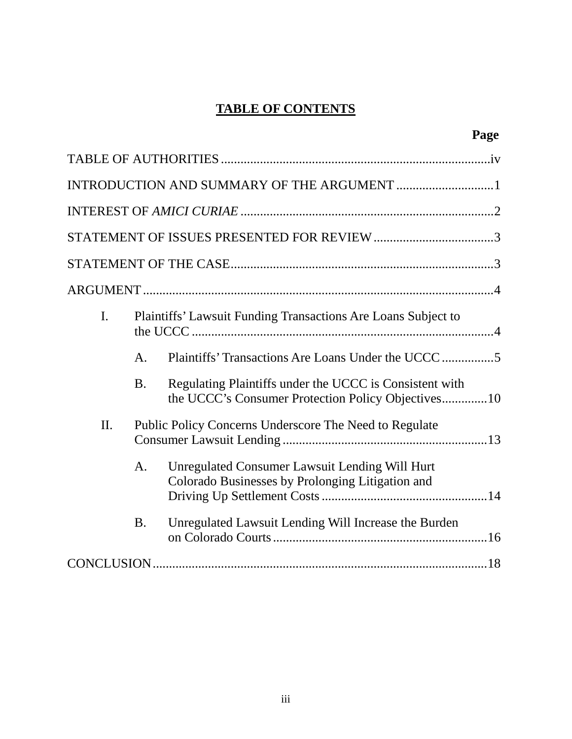# TABLE OF CONTENTS

| | Page |
|---|---|
| TABLE OF AUTHORITIES | iv |
| INTRODUCTION AND SUMMARY OF THE ARGUMENT | 1 |
| INTEREST OF *AMICI CURIAE* | 2 |
| STATEMENT OF ISSUES PRESENTED FOR REVIEW | 3 |
| STATEMENT OF THE CASE | 3 |
| ARGUMENT | 4 |
| I. Plaintiffs' Lawsuit Funding Transactions Are Loans Subject to the UCCC | 4 |
| A. Plaintiffs' Transactions Are Loans Under the UCCC | 5 |
| B. Regulating Plaintiffs under the UCCC is Consistent with the UCCC's Consumer Protection Policy Objectives | 10 |
| II. Public Policy Concerns Underscore The Need to Regulate Consumer Lawsuit Lending | 13 |
| A. Unregulated Consumer Lawsuit Lending Will Hurt Colorado Businesses by Prolonging Litigation and Driving Up Settlement Costs | 14 |
| B. Unregulated Lawsuit Lending Will Increase the Burden on Colorado Courts | 16 |
| CONCLUSION | 18 |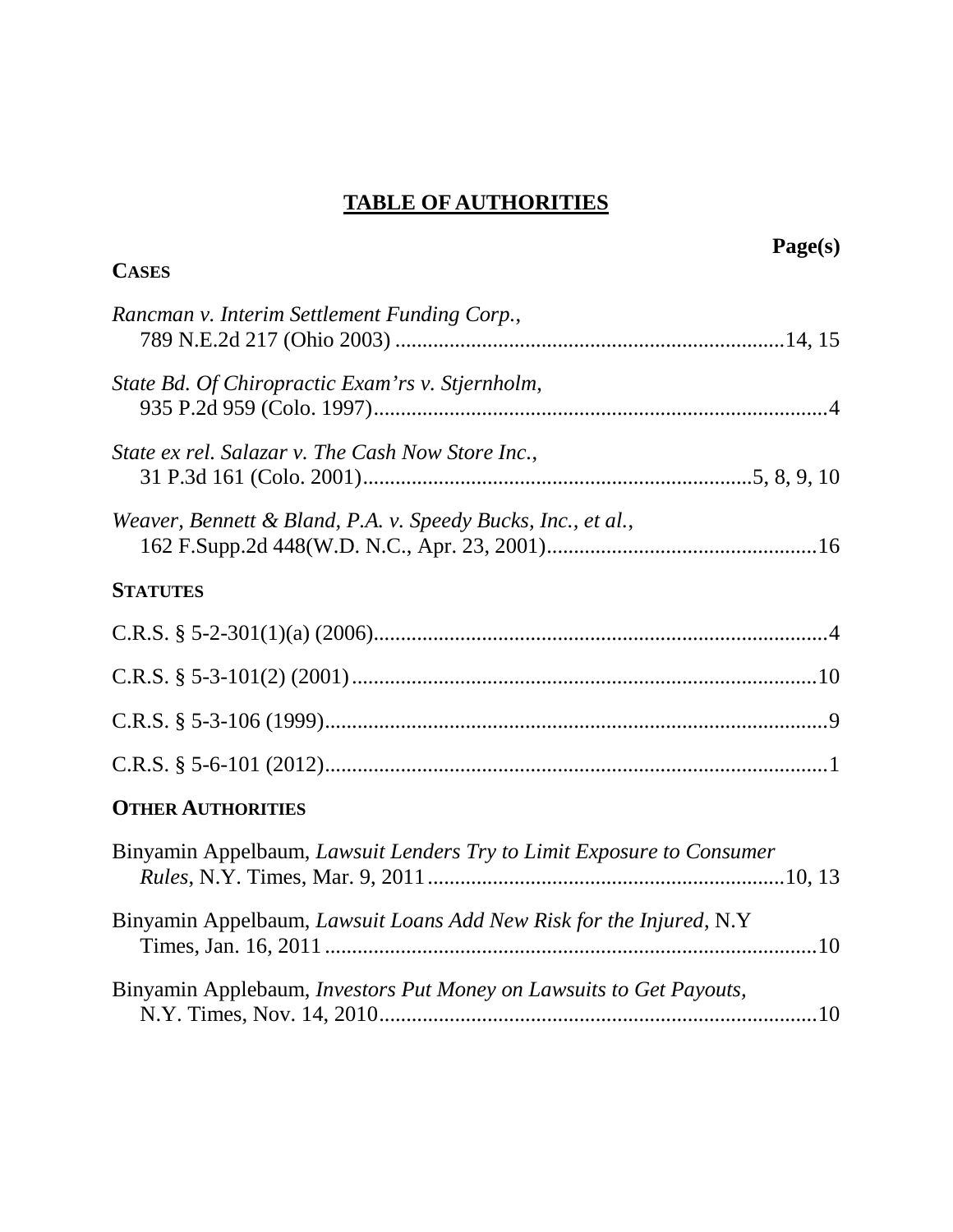# TABLE OF AUTHORITIES

**Page(s)**

**CASES**

*Rancman v. Interim Settlement Funding Corp.*,
789 N.E.2d 217 (Ohio 2003) ....................................................................14, 15

*State Bd. Of Chiropractic Exam'rs v. Stjernholm*,
935 P.2d 959 (Colo. 1997)....................................................................................4

*State ex rel. Salazar v. The Cash Now Store Inc.*,
31 P.3d 161 (Colo. 2001).......................................................................5, 8, 9, 10

*Weaver, Bennett & Bland, P.A. v. Speedy Bucks, Inc., et al.*,
162 F.Supp.2d 448(W.D. N.C., Apr. 23, 2001)..................................................16

**STATUTES**

C.R.S. § 5-2-301(1)(a) (2006)...................................................................................4

C.R.S. § 5-3-101(2) (2001).....................................................................................10

C.R.S. § 5-3-106 (1999)............................................................................................9

C.R.S. § 5-6-101 (2012)............................................................................................1

**OTHER AUTHORITIES**

Binyamin Appelbaum, *Lawsuit Lenders Try to Limit Exposure to Consumer Rules*, N.Y. Times, Mar. 9, 2011 .................................................................10, 13

Binyamin Appelbaum, *Lawsuit Loans Add New Risk for the Injured*, N.Y Times, Jan. 16, 2011 ..........................................................................................10

Binyamin Applebaum, *Investors Put Money on Lawsuits to Get Payouts*, N.Y. Times, Nov. 14, 2010................................................................................10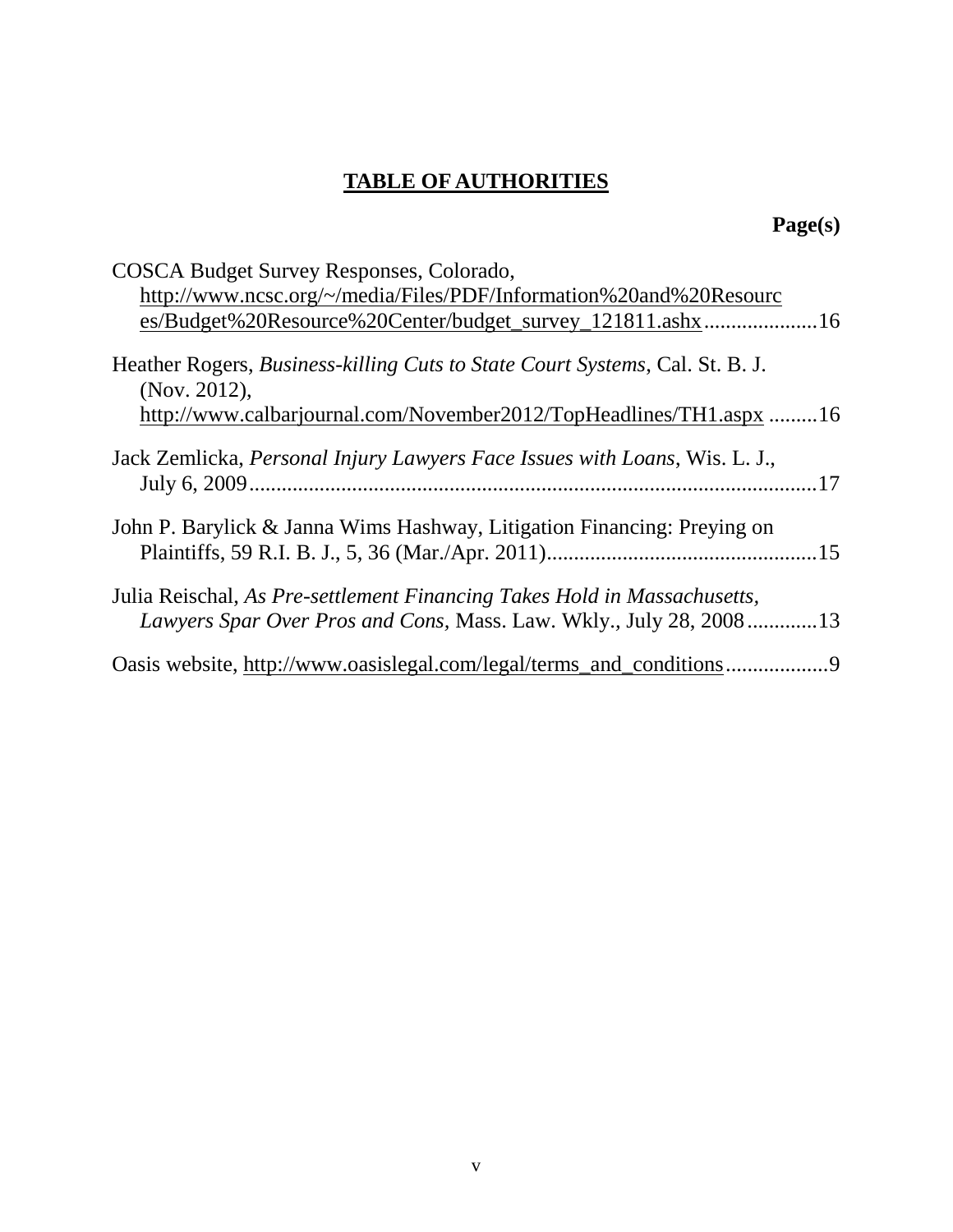## TABLE OF AUTHORITIES

**Page(s)**

COSCA Budget Survey Responses, Colorado, http://www.ncsc.org/~/media/Files/PDF/Information%20and%20Resources/Budget%20Resource%20Center/budget_survey_121811.ashx....................16

Heather Rogers, *Business-killing Cuts to State Court Systems*, Cal. St. B. J. (Nov. 2012), http://www.calbarjournal.com/November2012/TopHeadlines/TH1.aspx .........16

Jack Zemlicka, *Personal Injury Lawyers Face Issues with Loans*, Wis. L. J., July 6, 2009.......................................................................................................17

John P. Barylick & Janna Wims Hashway, Litigation Financing: Preying on Plaintiffs, 59 R.I. B. J., 5, 36 (Mar./Apr. 2011).................................................15

Julia Reischal, *As Pre-settlement Financing Takes Hold in Massachusetts, Lawyers Spar Over Pros and Cons,* Mass. Law. Wkly., July 28, 2008.............13

Oasis website, http://www.oasislegal.com/legal/terms_and_conditions..................9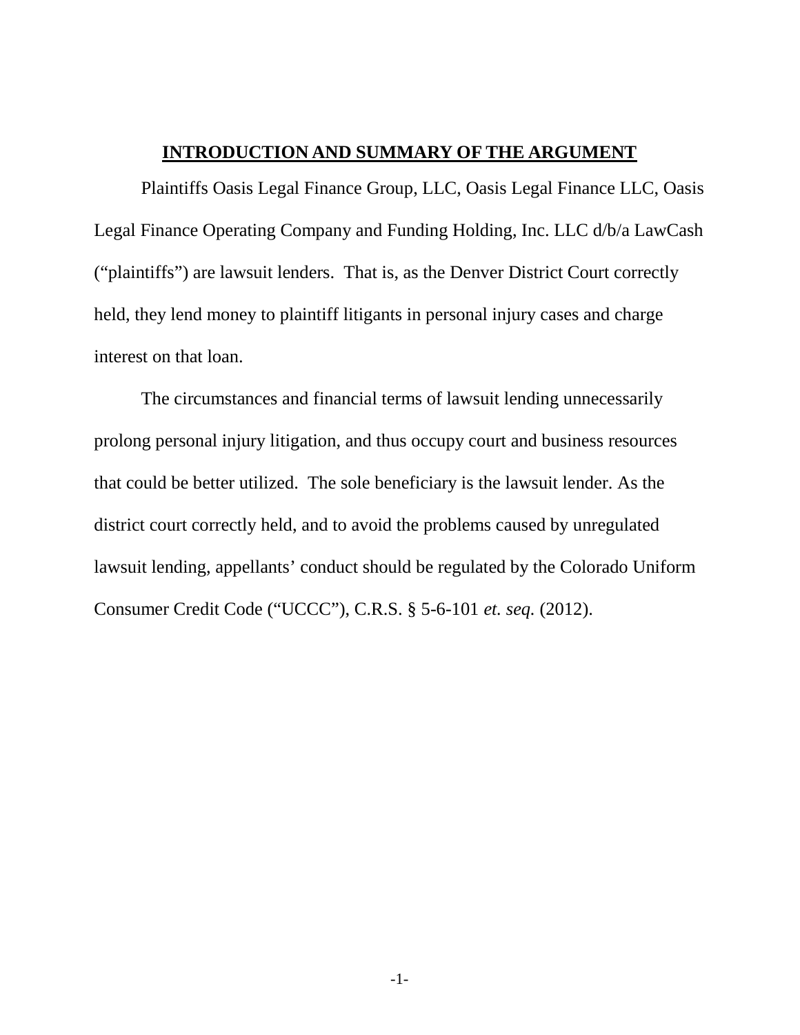## **INTRODUCTION AND SUMMARY OF THE ARGUMENT**

Plaintiffs Oasis Legal Finance Group, LLC, Oasis Legal Finance LLC, Oasis Legal Finance Operating Company and Funding Holding, Inc. LLC d/b/a LawCash ("plaintiffs") are lawsuit lenders. That is, as the Denver District Court correctly held, they lend money to plaintiff litigants in personal injury cases and charge interest on that loan.

The circumstances and financial terms of lawsuit lending unnecessarily prolong personal injury litigation, and thus occupy court and business resources that could be better utilized. The sole beneficiary is the lawsuit lender. As the district court correctly held, and to avoid the problems caused by unregulated lawsuit lending, appellants' conduct should be regulated by the Colorado Uniform Consumer Credit Code ("UCCC"), C.R.S. § 5-6-101 *et. seq.* (2012).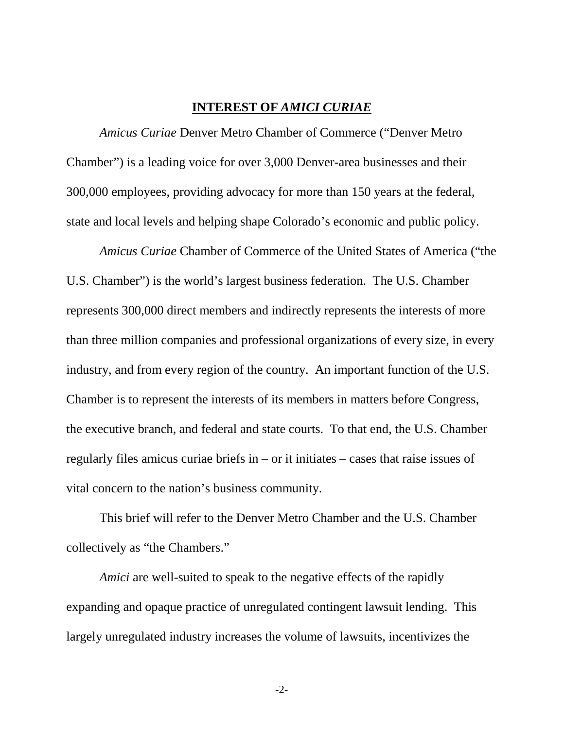## INTEREST OF *AMICI CURIAE*

*Amicus Curiae* Denver Metro Chamber of Commerce ("Denver Metro Chamber") is a leading voice for over 3,000 Denver-area businesses and their 300,000 employees, providing advocacy for more than 150 years at the federal, state and local levels and helping shape Colorado's economic and public policy.

*Amicus Curiae* Chamber of Commerce of the United States of America ("the U.S. Chamber") is the world's largest business federation. The U.S. Chamber represents 300,000 direct members and indirectly represents the interests of more than three million companies and professional organizations of every size, in every industry, and from every region of the country. An important function of the U.S. Chamber is to represent the interests of its members in matters before Congress, the executive branch, and federal and state courts. To that end, the U.S. Chamber regularly files amicus curiae briefs in – or it initiates – cases that raise issues of vital concern to the nation's business community.

This brief will refer to the Denver Metro Chamber and the U.S. Chamber collectively as "the Chambers."

*Amici* are well-suited to speak to the negative effects of the rapidly expanding and opaque practice of unregulated contingent lawsuit lending. This largely unregulated industry increases the volume of lawsuits, incentivizes the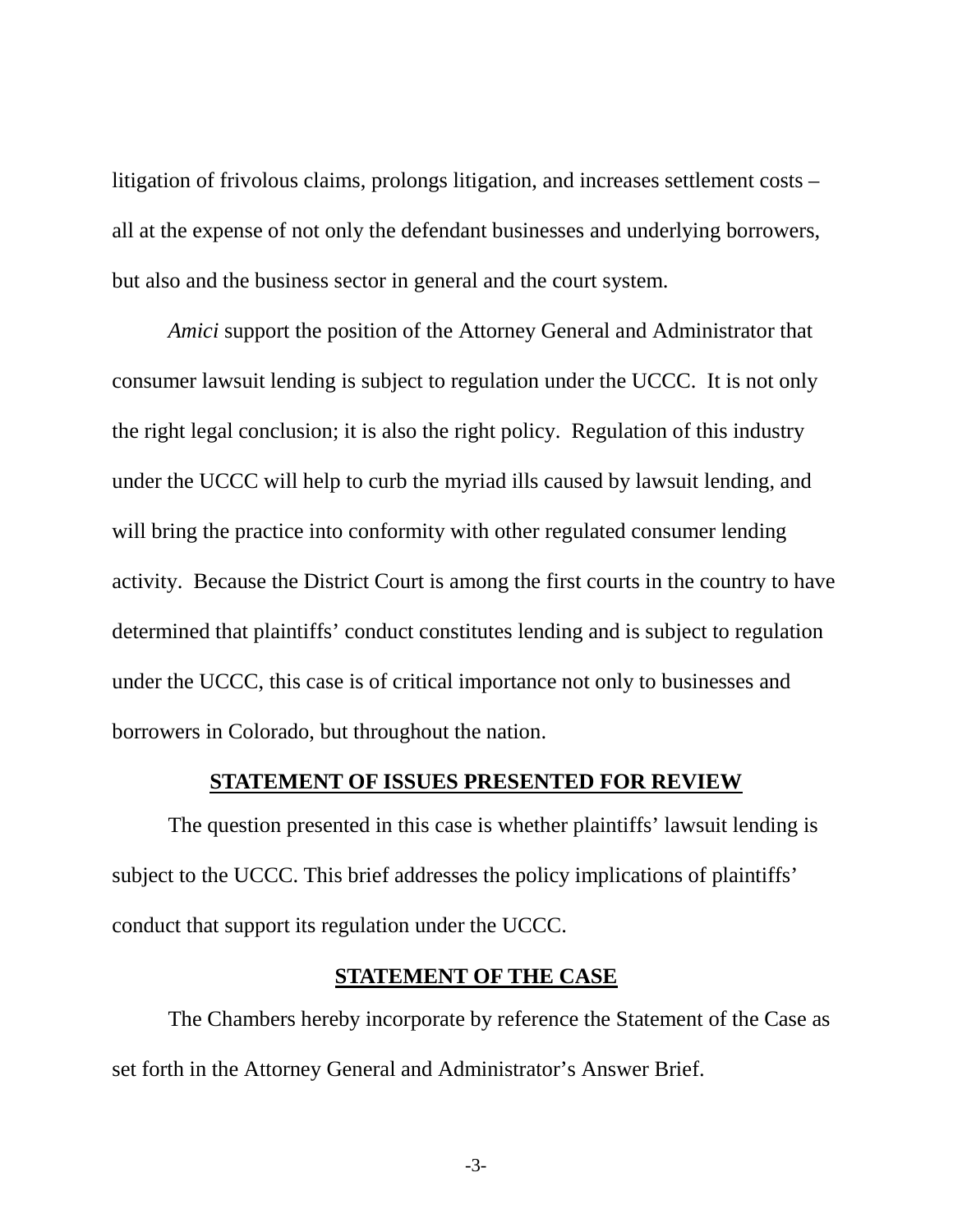litigation of frivolous claims, prolongs litigation, and increases settlement costs – all at the expense of not only the defendant businesses and underlying borrowers, but also and the business sector in general and the court system.

*Amici* support the position of the Attorney General and Administrator that consumer lawsuit lending is subject to regulation under the UCCC. It is not only the right legal conclusion; it is also the right policy. Regulation of this industry under the UCCC will help to curb the myriad ills caused by lawsuit lending, and will bring the practice into conformity with other regulated consumer lending activity. Because the District Court is among the first courts in the country to have determined that plaintiffs' conduct constitutes lending and is subject to regulation under the UCCC, this case is of critical importance not only to businesses and borrowers in Colorado, but throughout the nation.

## STATEMENT OF ISSUES PRESENTED FOR REVIEW

The question presented in this case is whether plaintiffs' lawsuit lending is subject to the UCCC. This brief addresses the policy implications of plaintiffs' conduct that support its regulation under the UCCC.

## STATEMENT OF THE CASE

The Chambers hereby incorporate by reference the Statement of the Case as set forth in the Attorney General and Administrator's Answer Brief.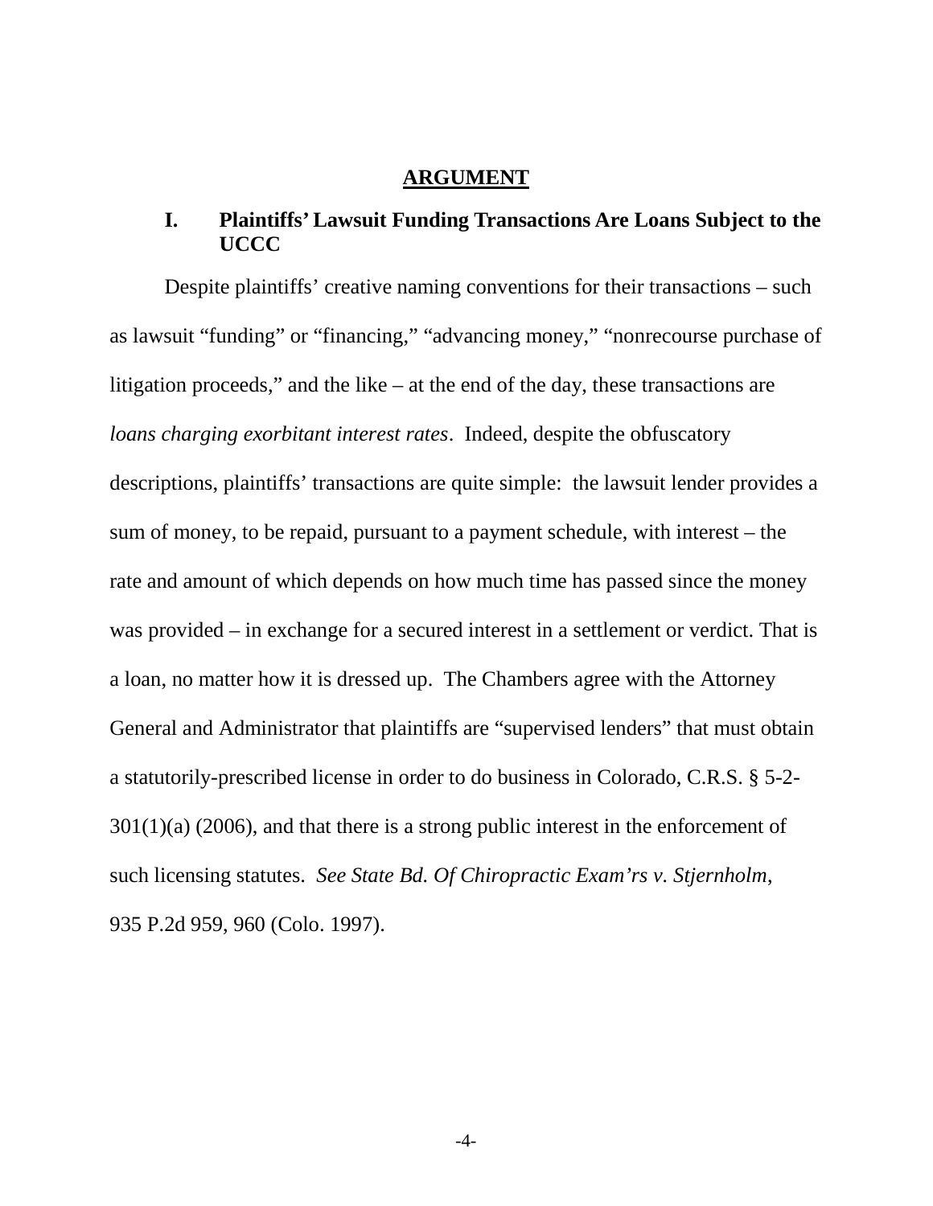## ARGUMENT

### I. Plaintiffs' Lawsuit Funding Transactions Are Loans Subject to the UCCC

Despite plaintiffs' creative naming conventions for their transactions – such as lawsuit "funding" or "financing," "advancing money," "nonrecourse purchase of litigation proceeds," and the like – at the end of the day, these transactions are *loans charging exorbitant interest rates*. Indeed, despite the obfuscatory descriptions, plaintiffs' transactions are quite simple: the lawsuit lender provides a sum of money, to be repaid, pursuant to a payment schedule, with interest – the rate and amount of which depends on how much time has passed since the money was provided – in exchange for a secured interest in a settlement or verdict. That is a loan, no matter how it is dressed up. The Chambers agree with the Attorney General and Administrator that plaintiffs are "supervised lenders" that must obtain a statutorily-prescribed license in order to do business in Colorado, C.R.S. § 5-2-301(1)(a) (2006), and that there is a strong public interest in the enforcement of such licensing statutes. *See State Bd. Of Chiropractic Exam'rs v. Stjernholm*, 935 P.2d 959, 960 (Colo. 1997).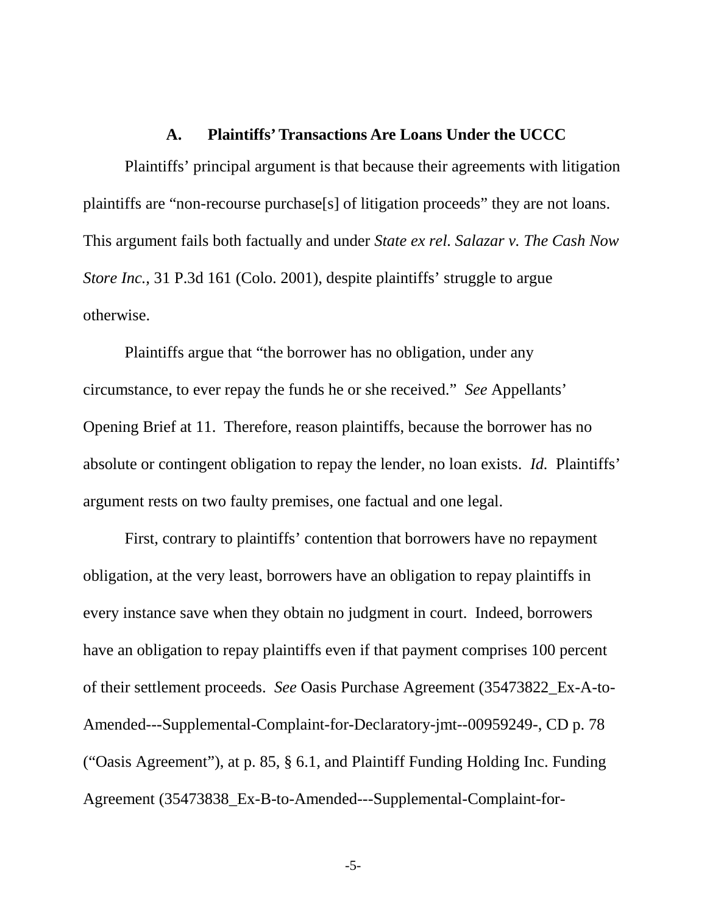### A. Plaintiffs' Transactions Are Loans Under the UCCC

Plaintiffs' principal argument is that because their agreements with litigation plaintiffs are "non-recourse purchase[s] of litigation proceeds" they are not loans. This argument fails both factually and under *State ex rel. Salazar v. The Cash Now Store Inc.*, 31 P.3d 161 (Colo. 2001), despite plaintiffs' struggle to argue otherwise.

Plaintiffs argue that "the borrower has no obligation, under any circumstance, to ever repay the funds he or she received." *See* Appellants' Opening Brief at 11. Therefore, reason plaintiffs, because the borrower has no absolute or contingent obligation to repay the lender, no loan exists. *Id.* Plaintiffs' argument rests on two faulty premises, one factual and one legal.

First, contrary to plaintiffs' contention that borrowers have no repayment obligation, at the very least, borrowers have an obligation to repay plaintiffs in every instance save when they obtain no judgment in court. Indeed, borrowers have an obligation to repay plaintiffs even if that payment comprises 100 percent of their settlement proceeds. *See* Oasis Purchase Agreement (35473822_Ex-A-to-Amended---Supplemental-Complaint-for-Declaratory-jmt--00959249-, CD p. 78 ("Oasis Agreement"), at p. 85, § 6.1, and Plaintiff Funding Holding Inc. Funding Agreement (35473838_Ex-B-to-Amended---Supplemental-Complaint-for-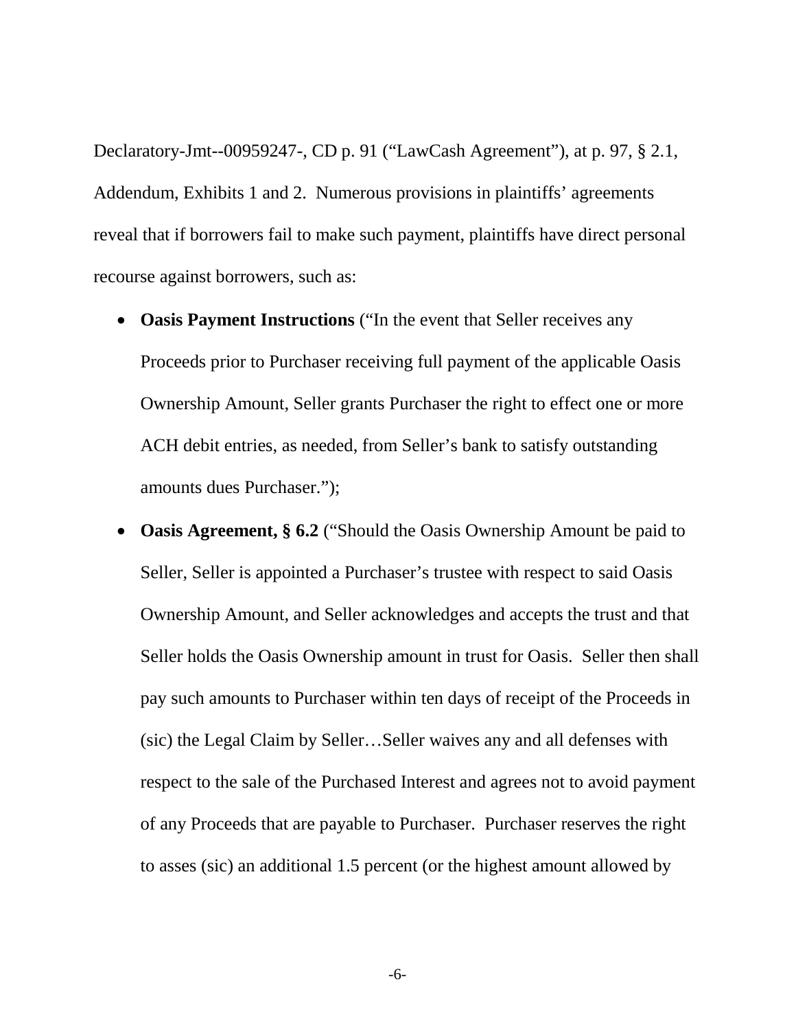Declaratory-Jmt--00959247-, CD p. 91 ("LawCash Agreement"), at p. 97, § 2.1, Addendum, Exhibits 1 and 2. Numerous provisions in plaintiffs' agreements reveal that if borrowers fail to make such payment, plaintiffs have direct personal recourse against borrowers, such as:

- **Oasis Payment Instructions** ("In the event that Seller receives any Proceeds prior to Purchaser receiving full payment of the applicable Oasis Ownership Amount, Seller grants Purchaser the right to effect one or more ACH debit entries, as needed, from Seller's bank to satisfy outstanding amounts dues Purchaser.");
- **Oasis Agreement, § 6.2** ("Should the Oasis Ownership Amount be paid to Seller, Seller is appointed a Purchaser's trustee with respect to said Oasis Ownership Amount, and Seller acknowledges and accepts the trust and that Seller holds the Oasis Ownership amount in trust for Oasis. Seller then shall pay such amounts to Purchaser within ten days of receipt of the Proceeds in (sic) the Legal Claim by Seller…Seller waives any and all defenses with respect to the sale of the Purchased Interest and agrees not to avoid payment of any Proceeds that are payable to Purchaser. Purchaser reserves the right to asses (sic) an additional 1.5 percent (or the highest amount allowed by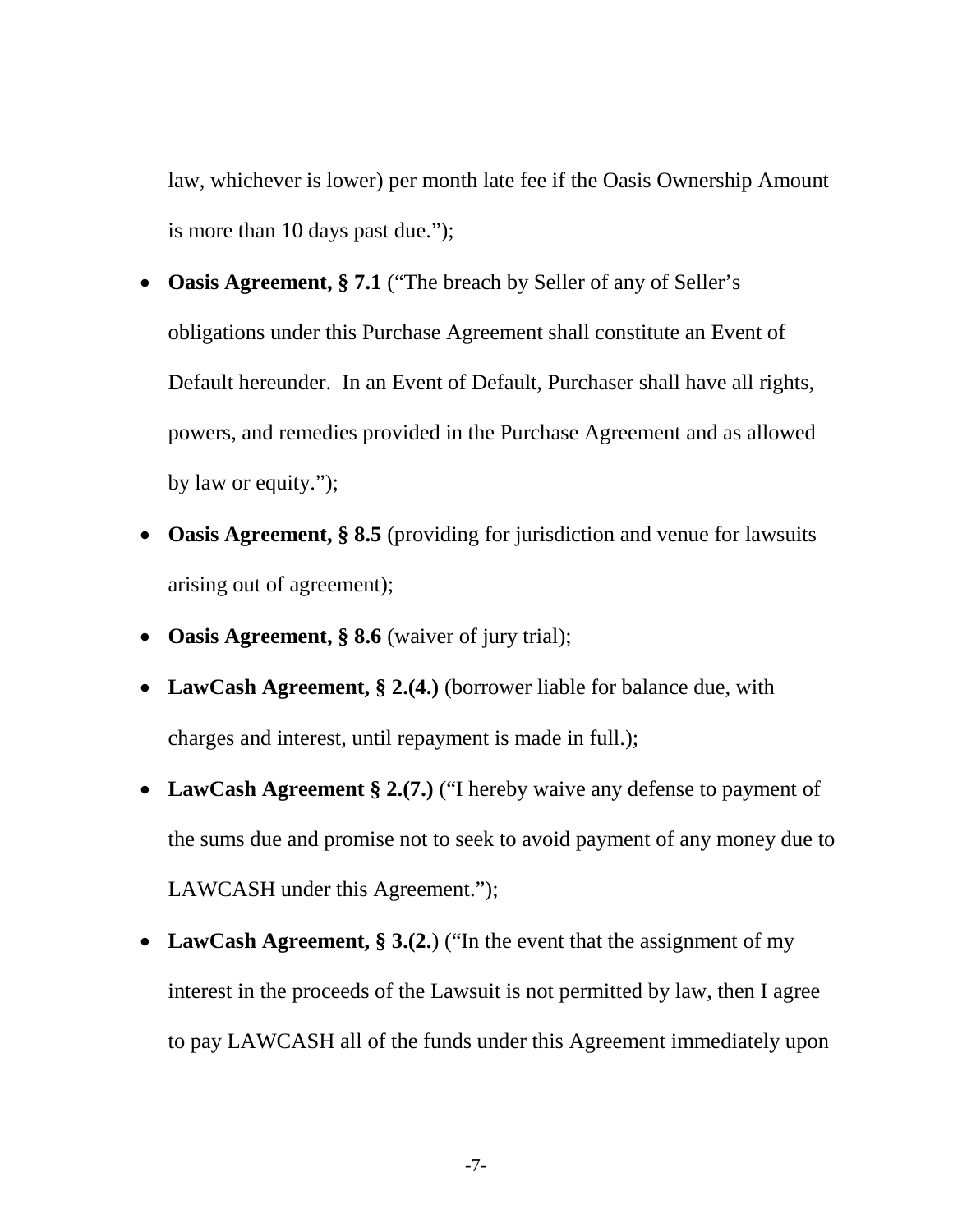law, whichever is lower) per month late fee if the Oasis Ownership Amount is more than 10 days past due.");

- **Oasis Agreement, § 7.1** ("The breach by Seller of any of Seller's obligations under this Purchase Agreement shall constitute an Event of Default hereunder. In an Event of Default, Purchaser shall have all rights, powers, and remedies provided in the Purchase Agreement and as allowed by law or equity.");
- **Oasis Agreement, § 8.5** (providing for jurisdiction and venue for lawsuits arising out of agreement);
- **Oasis Agreement, § 8.6** (waiver of jury trial);
- **LawCash Agreement, § 2.(4.)** (borrower liable for balance due, with charges and interest, until repayment is made in full.);
- **LawCash Agreement § 2.(7.)** ("I hereby waive any defense to payment of the sums due and promise not to seek to avoid payment of any money due to LAWCASH under this Agreement.");
- **LawCash Agreement, § 3.(2.**) ("In the event that the assignment of my interest in the proceeds of the Lawsuit is not permitted by law, then I agree to pay LAWCASH all of the funds under this Agreement immediately upon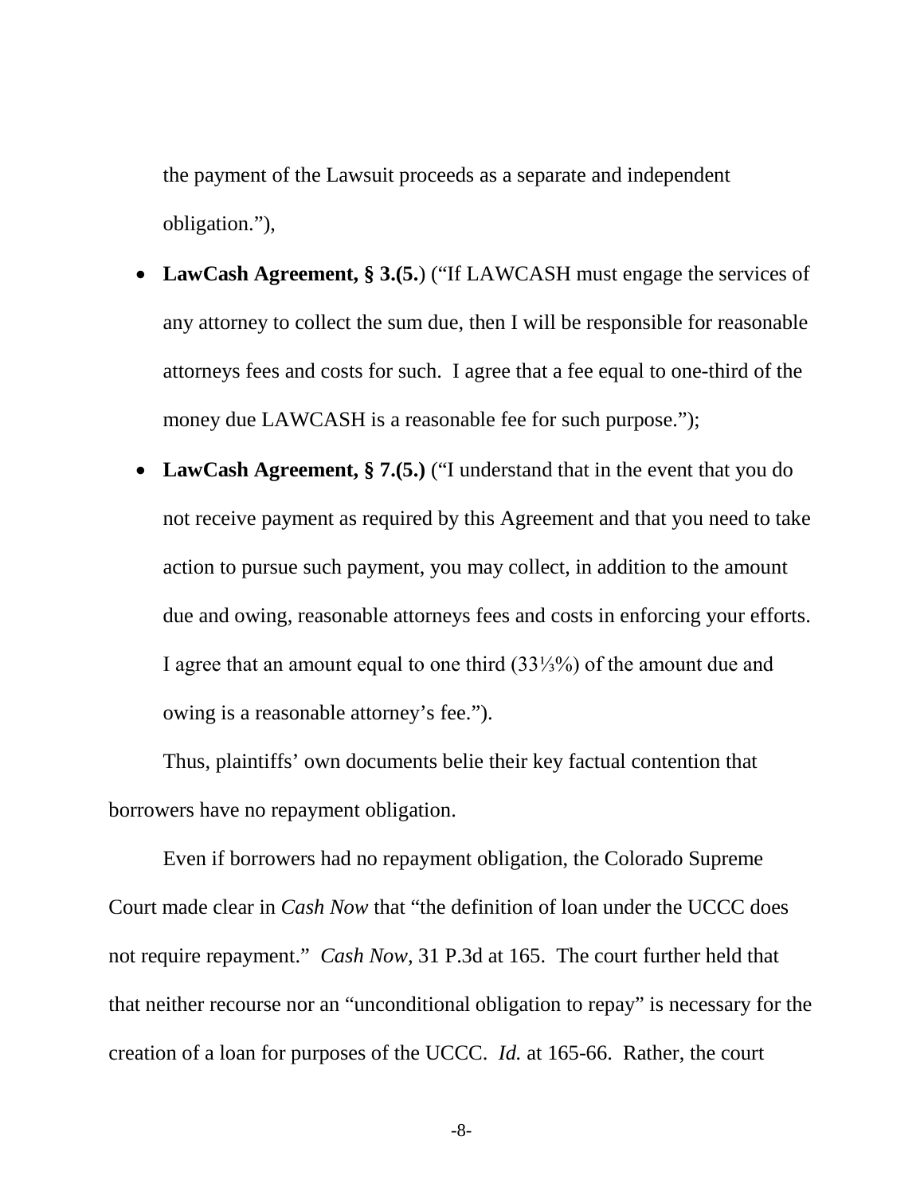the payment of the Lawsuit proceeds as a separate and independent obligation."),

- **LawCash Agreement, § 3.(5.**) ("If LAWCASH must engage the services of any attorney to collect the sum due, then I will be responsible for reasonable attorneys fees and costs for such. I agree that a fee equal to one-third of the money due LAWCASH is a reasonable fee for such purpose.");
- **LawCash Agreement, § 7.(5.)** ("I understand that in the event that you do not receive payment as required by this Agreement and that you need to take action to pursue such payment, you may collect, in addition to the amount due and owing, reasonable attorneys fees and costs in enforcing your efforts. I agree that an amount equal to one third (33⅓%) of the amount due and owing is a reasonable attorney's fee.").

Thus, plaintiffs' own documents belie their key factual contention that borrowers have no repayment obligation.

Even if borrowers had no repayment obligation, the Colorado Supreme Court made clear in *Cash Now* that "the definition of loan under the UCCC does not require repayment." *Cash Now,* 31 P.3d at 165. The court further held that that neither recourse nor an "unconditional obligation to repay" is necessary for the creation of a loan for purposes of the UCCC. *Id.* at 165-66. Rather, the court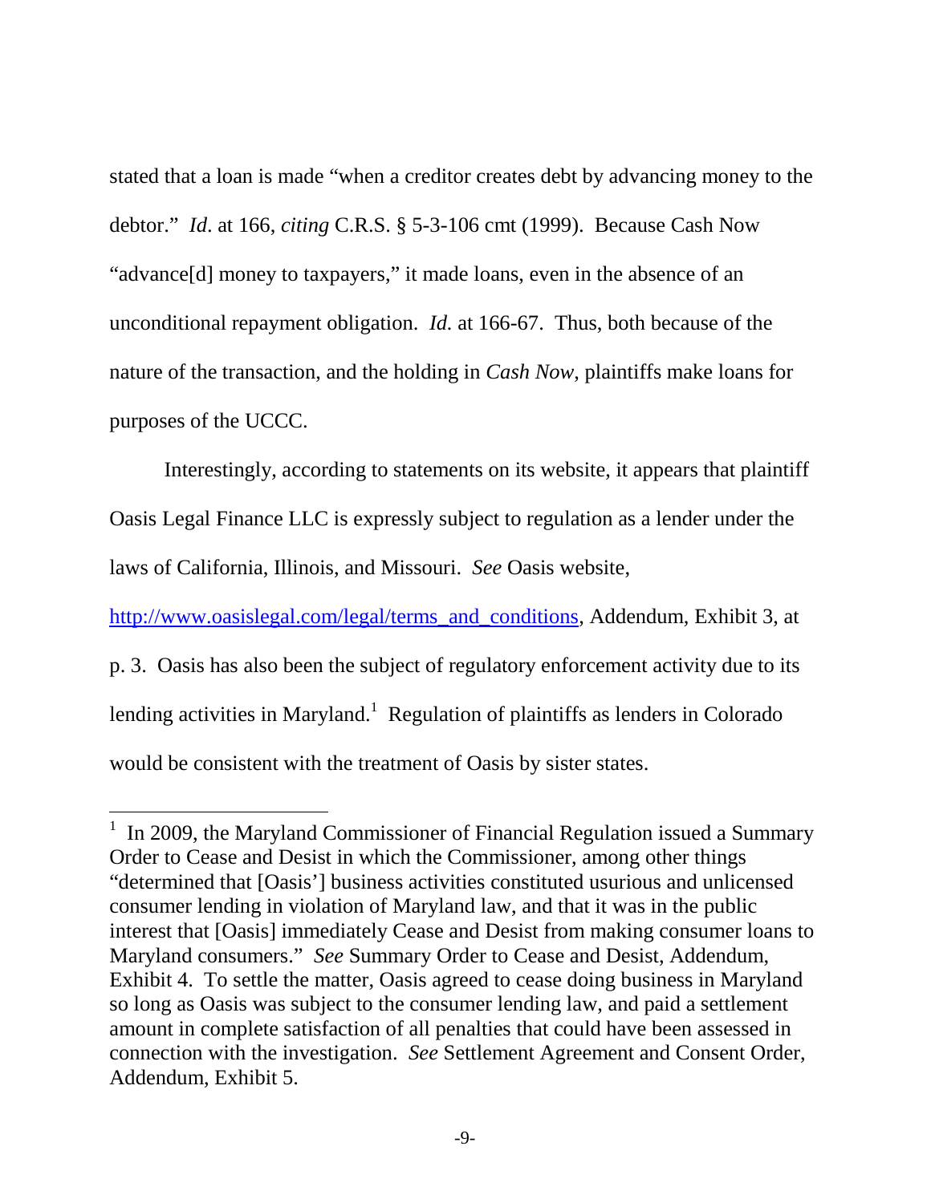stated that a loan is made "when a creditor creates debt by advancing money to the debtor." *Id*. at 166, *citing* C.R.S. § 5-3-106 cmt (1999). Because Cash Now "advance[d] money to taxpayers," it made loans, even in the absence of an unconditional repayment obligation. *Id.* at 166-67. Thus, both because of the nature of the transaction, and the holding in *Cash Now*, plaintiffs make loans for purposes of the UCCC.

Interestingly, according to statements on its website, it appears that plaintiff Oasis Legal Finance LLC is expressly subject to regulation as a lender under the laws of California, Illinois, and Missouri. *See* Oasis website, http://www.oasislegal.com/legal/terms_and_conditions, Addendum, Exhibit 3, at p. 3. Oasis has also been the subject of regulatory enforcement activity due to its lending activities in Maryland.[1] Regulation of plaintiffs as lenders in Colorado would be consistent with the treatment of Oasis by sister states.

---

[1] In 2009, the Maryland Commissioner of Financial Regulation issued a Summary Order to Cease and Desist in which the Commissioner, among other things "determined that [Oasis'] business activities constituted usurious and unlicensed consumer lending in violation of Maryland law, and that it was in the public interest that [Oasis] immediately Cease and Desist from making consumer loans to Maryland consumers." *See* Summary Order to Cease and Desist, Addendum, Exhibit 4. To settle the matter, Oasis agreed to cease doing business in Maryland so long as Oasis was subject to the consumer lending law, and paid a settlement amount in complete satisfaction of all penalties that could have been assessed in connection with the investigation. *See* Settlement Agreement and Consent Order, Addendum, Exhibit 5.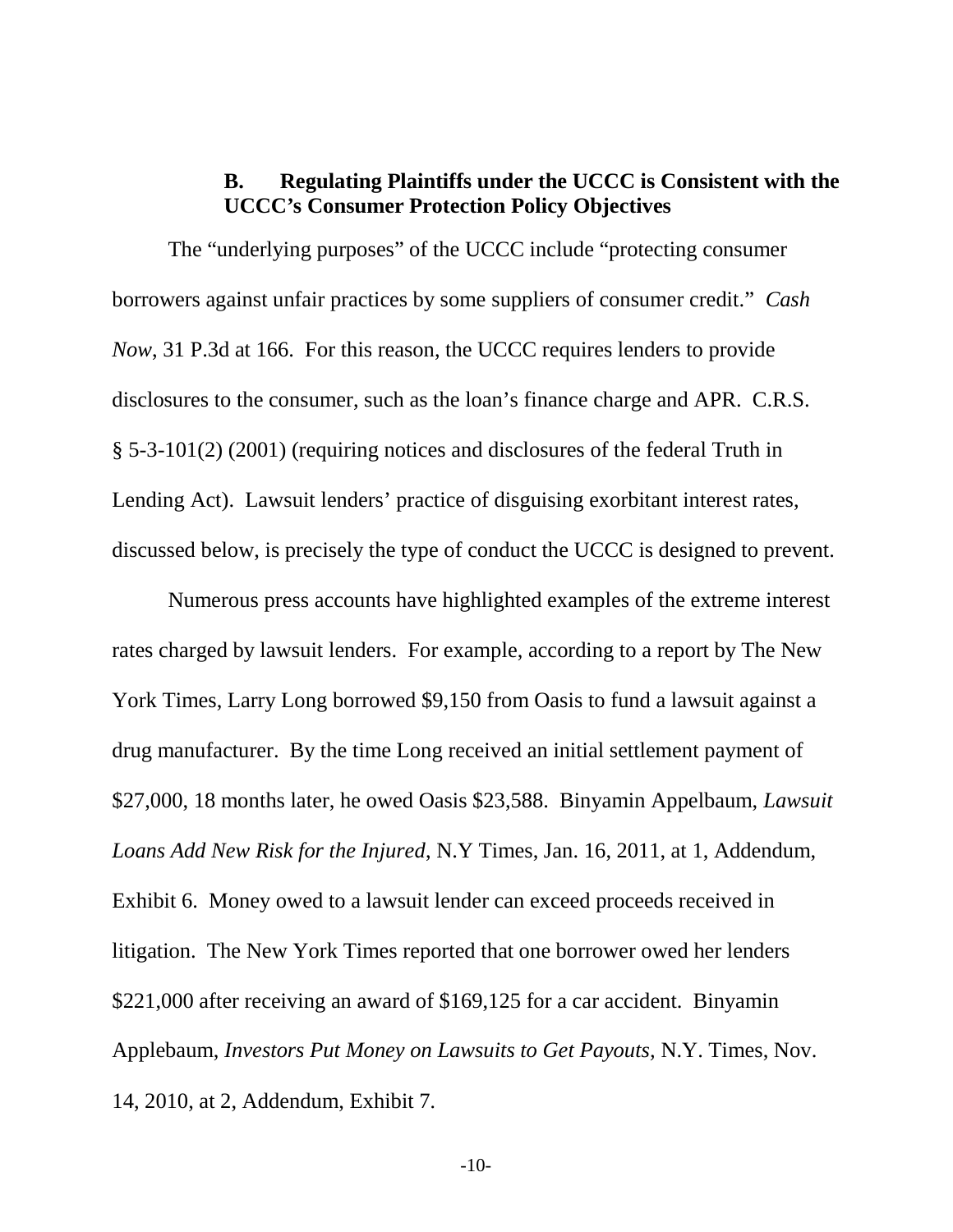### B. Regulating Plaintiffs under the UCCC is Consistent with the UCCC's Consumer Protection Policy Objectives

The "underlying purposes" of the UCCC include "protecting consumer borrowers against unfair practices by some suppliers of consumer credit." *Cash Now*, 31 P.3d at 166. For this reason, the UCCC requires lenders to provide disclosures to the consumer, such as the loan's finance charge and APR. C.R.S. § 5-3-101(2) (2001) (requiring notices and disclosures of the federal Truth in Lending Act). Lawsuit lenders' practice of disguising exorbitant interest rates, discussed below, is precisely the type of conduct the UCCC is designed to prevent.

Numerous press accounts have highlighted examples of the extreme interest rates charged by lawsuit lenders. For example, according to a report by The New York Times, Larry Long borrowed $9,150 from Oasis to fund a lawsuit against a drug manufacturer. By the time Long received an initial settlement payment of $27,000, 18 months later, he owed Oasis $23,588. Binyamin Appelbaum, *Lawsuit Loans Add New Risk for the Injured*, N.Y Times, Jan. 16, 2011, at 1, Addendum, Exhibit 6. Money owed to a lawsuit lender can exceed proceeds received in litigation. The New York Times reported that one borrower owed her lenders $221,000 after receiving an award of $169,125 for a car accident. Binyamin Applebaum, *Investors Put Money on Lawsuits to Get Payouts*, N.Y. Times, Nov. 14, 2010, at 2, Addendum, Exhibit 7.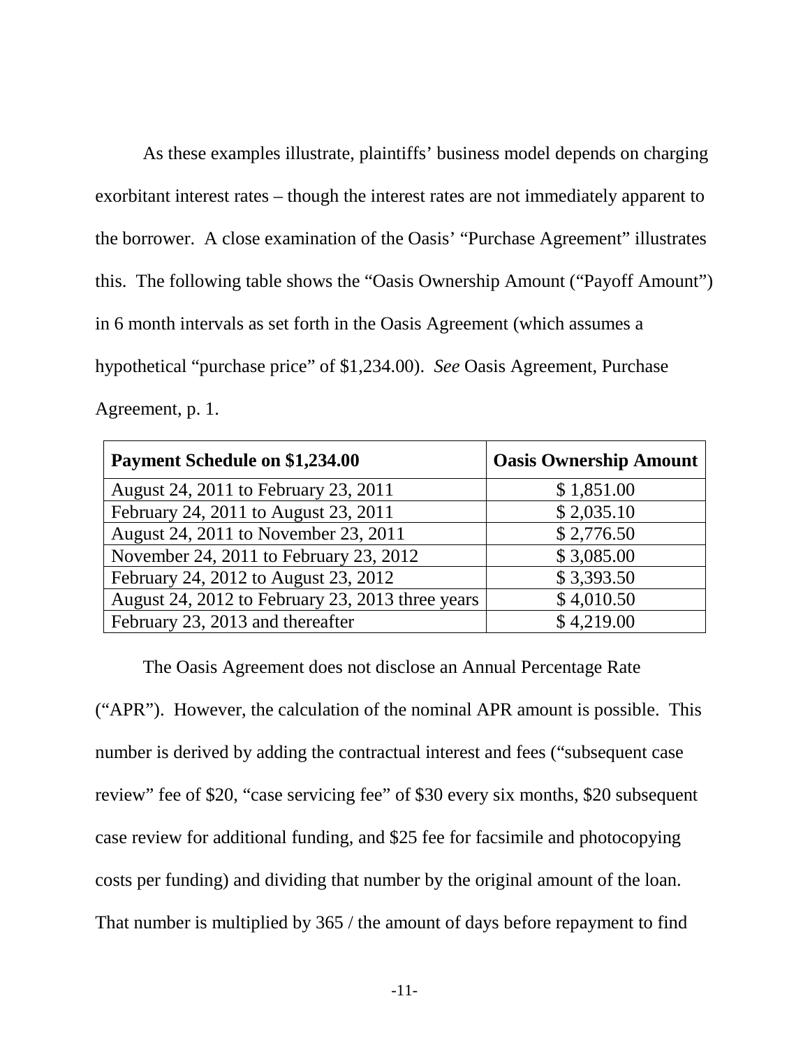As these examples illustrate, plaintiffs' business model depends on charging exorbitant interest rates – though the interest rates are not immediately apparent to the borrower. A close examination of the Oasis' "Purchase Agreement" illustrates this. The following table shows the "Oasis Ownership Amount ("Payoff Amount") in 6 month intervals as set forth in the Oasis Agreement (which assumes a hypothetical "purchase price" of $1,234.00). *See* Oasis Agreement, Purchase Agreement, p. 1.

| **Payment Schedule on $1,234.00** | **Oasis Ownership Amount** |
|---|---|
| August 24, 2011 to February 23, 2011 | $ 1,851.00 |
| February 24, 2011 to August 23, 2011 | $ 2,035.10 |
| August 24, 2011 to November 23, 2011 | $ 2,776.50 |
| November 24, 2011 to February 23, 2012 | $ 3,085.00 |
| February 24, 2012 to August 23, 2012 | $ 3,393.50 |
| August 24, 2012 to February 23, 2013 three years | $ 4,010.50 |
| February 23, 2013 and thereafter | $ 4,219.00 |

The Oasis Agreement does not disclose an Annual Percentage Rate ("APR"). However, the calculation of the nominal APR amount is possible. This number is derived by adding the contractual interest and fees ("subsequent case review" fee of $20, "case servicing fee" of $30 every six months, $20 subsequent case review for additional funding, and $25 fee for facsimile and photocopying costs per funding) and dividing that number by the original amount of the loan. That number is multiplied by 365 / the amount of days before repayment to find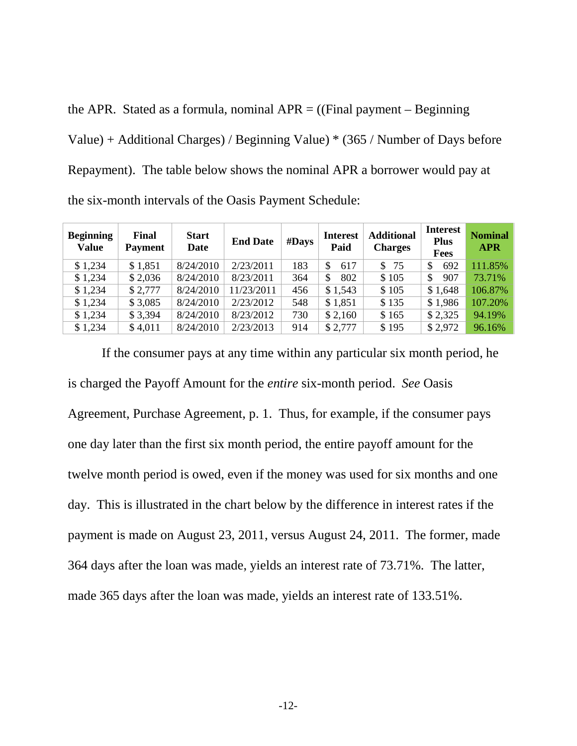the APR. Stated as a formula, nominal APR = ((Final payment – Beginning Value) + Additional Charges) / Beginning Value) * (365 / Number of Days before Repayment). The table below shows the nominal APR a borrower would pay at the six-month intervals of the Oasis Payment Schedule:

| Beginning Value | Final Payment | Start Date | End Date | #Days | Interest Paid | Additional Charges | Interest Plus Fees | Nominal APR |
|---|---|---|---|---|---|---|---|---|
| $ 1,234 | $ 1,851 | 8/24/2010 | 2/23/2011 | 183 | $ 617 | $ 75 | $ 692 | 111.85% |
| $ 1,234 | $ 2,036 | 8/24/2010 | 8/23/2011 | 364 | $ 802 | $ 105 | $ 907 | 73.71% |
| $ 1,234 | $ 2,777 | 8/24/2010 | 11/23/2011 | 456 | $ 1,543 | $ 105 | $ 1,648 | 106.87% |
| $ 1,234 | $ 3,085 | 8/24/2010 | 2/23/2012 | 548 | $ 1,851 | $ 135 | $ 1,986 | 107.20% |
| $ 1,234 | $ 3,394 | 8/24/2010 | 8/23/2012 | 730 | $ 2,160 | $ 165 | $ 2,325 | 94.19% |
| $ 1,234 | $ 4,011 | 8/24/2010 | 2/23/2013 | 914 | $ 2,777 | $ 195 | $ 2,972 | 96.16% |

If the consumer pays at any time within any particular six month period, he is charged the Payoff Amount for the *entire* six-month period. *See* Oasis Agreement, Purchase Agreement, p. 1. Thus, for example, if the consumer pays one day later than the first six month period, the entire payoff amount for the twelve month period is owed, even if the money was used for six months and one day. This is illustrated in the chart below by the difference in interest rates if the payment is made on August 23, 2011, versus August 24, 2011. The former, made 364 days after the loan was made, yields an interest rate of 73.71%. The latter, made 365 days after the loan was made, yields an interest rate of 133.51%.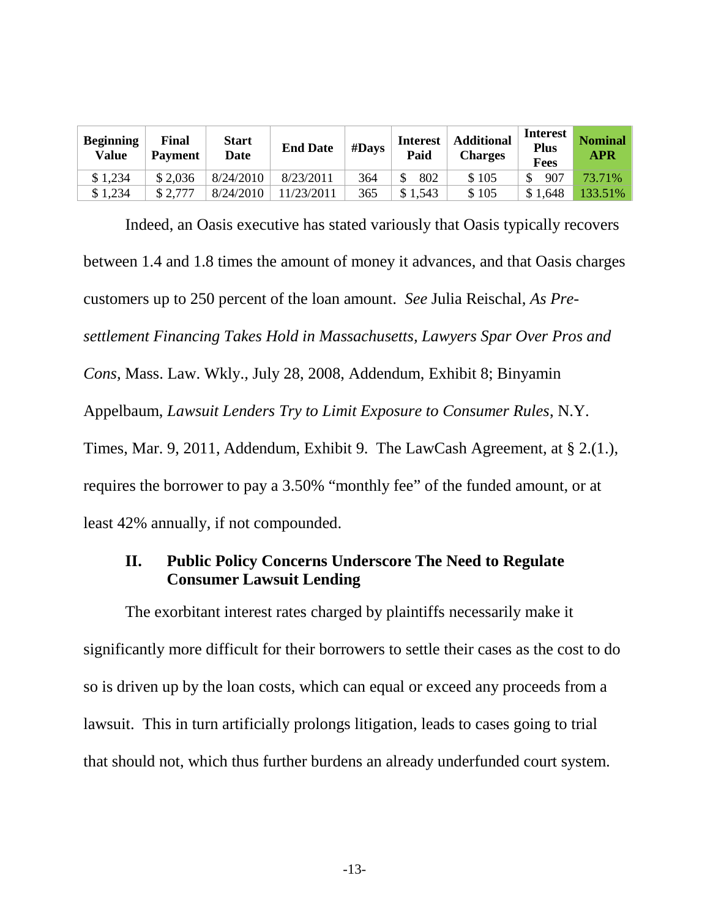| Beginning Value | Final Payment | Start Date | End Date | #Days | Interest Paid | Additional Charges | Interest Plus Fees | Nominal APR |
|---|---|---|---|---|---|---|---|---|
| $ 1,234 | $ 2,036 | 8/24/2010 | 8/23/2011 | 364 | $ 802 | $ 105 | $ 907 | 73.71% |
| $ 1,234 | $ 2,777 | 8/24/2010 | 11/23/2011 | 365 | $ 1,543 | $ 105 | $ 1,648 | 133.51% |

Indeed, an Oasis executive has stated variously that Oasis typically recovers between 1.4 and 1.8 times the amount of money it advances, and that Oasis charges customers up to 250 percent of the loan amount. *See* Julia Reischal, *As Pre-settlement Financing Takes Hold in Massachusetts, Lawyers Spar Over Pros and Cons*, Mass. Law. Wkly., July 28, 2008, Addendum, Exhibit 8; Binyamin Appelbaum, *Lawsuit Lenders Try to Limit Exposure to Consumer Rules*, N.Y. Times, Mar. 9, 2011, Addendum, Exhibit 9. The LawCash Agreement, at § 2.(1.), requires the borrower to pay a 3.50% "monthly fee" of the funded amount, or at least 42% annually, if not compounded.

## II. Public Policy Concerns Underscore The Need to Regulate Consumer Lawsuit Lending

The exorbitant interest rates charged by plaintiffs necessarily make it significantly more difficult for their borrowers to settle their cases as the cost to do so is driven up by the loan costs, which can equal or exceed any proceeds from a lawsuit. This in turn artificially prolongs litigation, leads to cases going to trial that should not, which thus further burdens an already underfunded court system.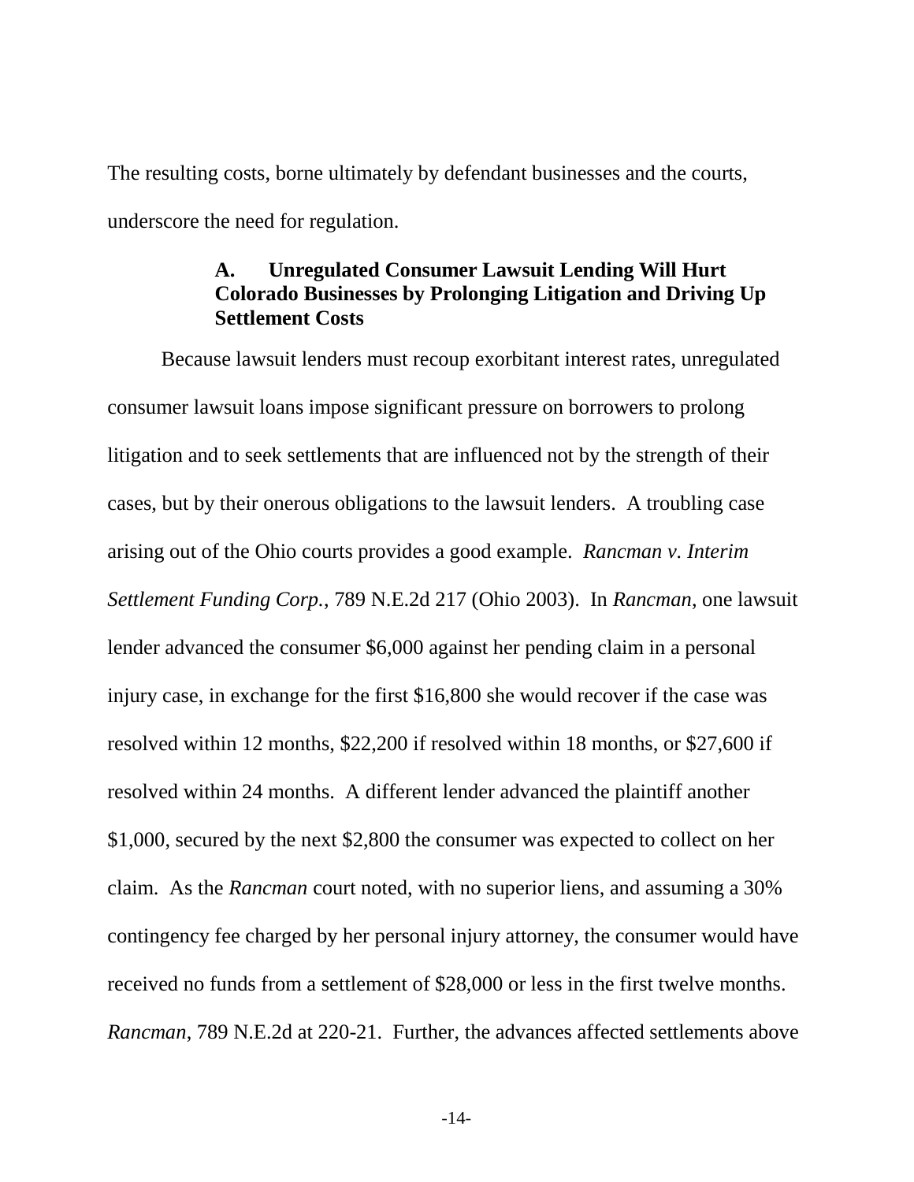The resulting costs, borne ultimately by defendant businesses and the courts, underscore the need for regulation.

### A. Unregulated Consumer Lawsuit Lending Will Hurt Colorado Businesses by Prolonging Litigation and Driving Up Settlement Costs

Because lawsuit lenders must recoup exorbitant interest rates, unregulated consumer lawsuit loans impose significant pressure on borrowers to prolong litigation and to seek settlements that are influenced not by the strength of their cases, but by their onerous obligations to the lawsuit lenders. A troubling case arising out of the Ohio courts provides a good example. *Rancman v. Interim Settlement Funding Corp.*, 789 N.E.2d 217 (Ohio 2003). In *Rancman*, one lawsuit lender advanced the consumer $6,000 against her pending claim in a personal injury case, in exchange for the first $16,800 she would recover if the case was resolved within 12 months, $22,200 if resolved within 18 months, or $27,600 if resolved within 24 months. A different lender advanced the plaintiff another $1,000, secured by the next $2,800 the consumer was expected to collect on her claim. As the *Rancman* court noted, with no superior liens, and assuming a 30% contingency fee charged by her personal injury attorney, the consumer would have received no funds from a settlement of $28,000 or less in the first twelve months. *Rancman*, 789 N.E.2d at 220-21. Further, the advances affected settlements above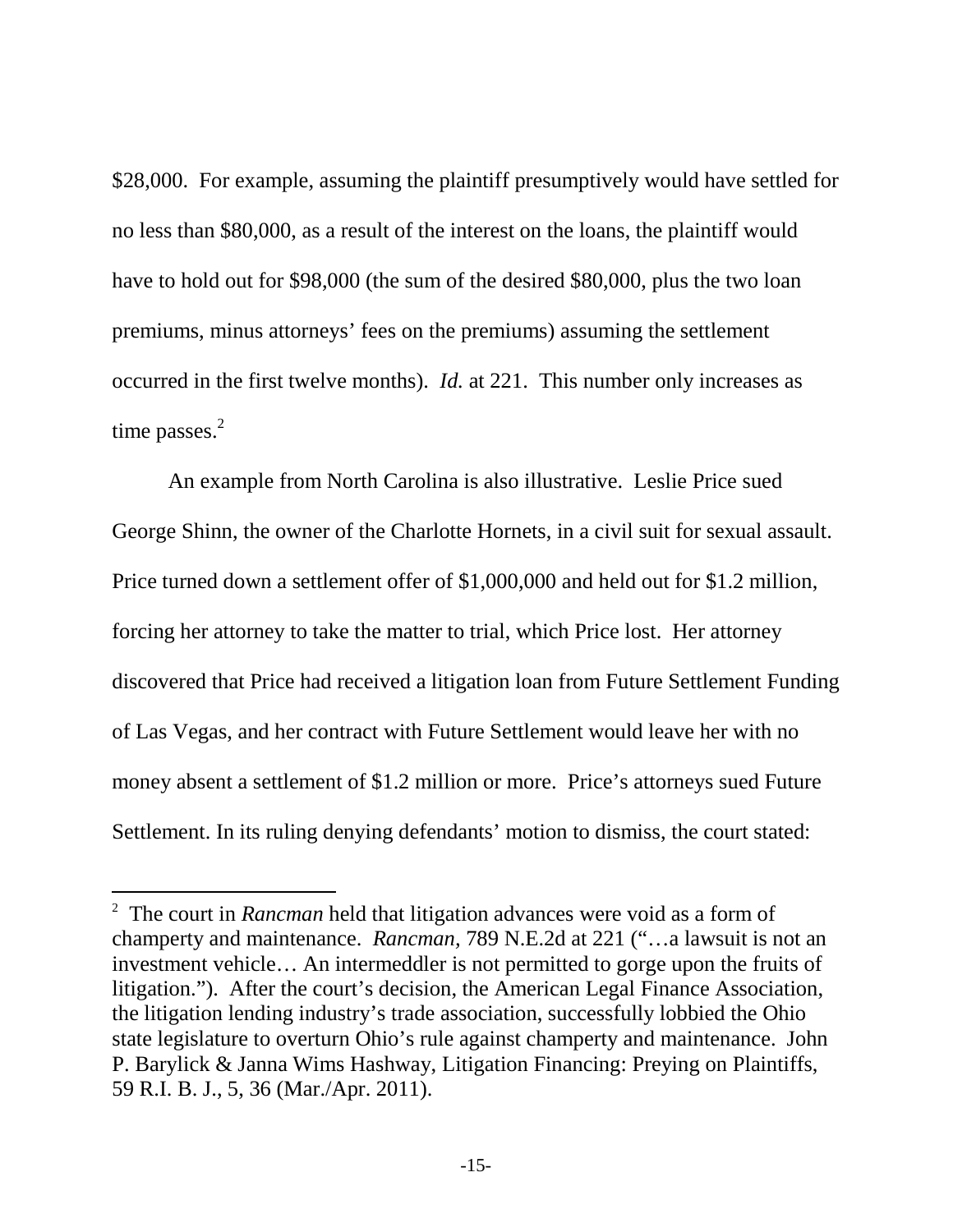$28,000. For example, assuming the plaintiff presumptively would have settled for no less than $80,000, as a result of the interest on the loans, the plaintiff would have to hold out for $98,000 (the sum of the desired $80,000, plus the two loan premiums, minus attorneys' fees on the premiums) assuming the settlement occurred in the first twelve months). *Id.* at 221. This number only increases as time passes.[2]

An example from North Carolina is also illustrative. Leslie Price sued George Shinn, the owner of the Charlotte Hornets, in a civil suit for sexual assault. Price turned down a settlement offer of $1,000,000 and held out for $1.2 million, forcing her attorney to take the matter to trial, which Price lost. Her attorney discovered that Price had received a litigation loan from Future Settlement Funding of Las Vegas, and her contract with Future Settlement would leave her with no money absent a settlement of $1.2 million or more. Price's attorneys sued Future Settlement. In its ruling denying defendants' motion to dismiss, the court stated:

---

[2] The court in *Rancman* held that litigation advances were void as a form of champerty and maintenance. *Rancman,* 789 N.E.2d at 221 ("…a lawsuit is not an investment vehicle… An intermeddler is not permitted to gorge upon the fruits of litigation."). After the court's decision, the American Legal Finance Association, the litigation lending industry's trade association, successfully lobbied the Ohio state legislature to overturn Ohio's rule against champerty and maintenance. John P. Barylick & Janna Wims Hashway, Litigation Financing: Preying on Plaintiffs, 59 R.I. B. J., 5, 36 (Mar./Apr. 2011).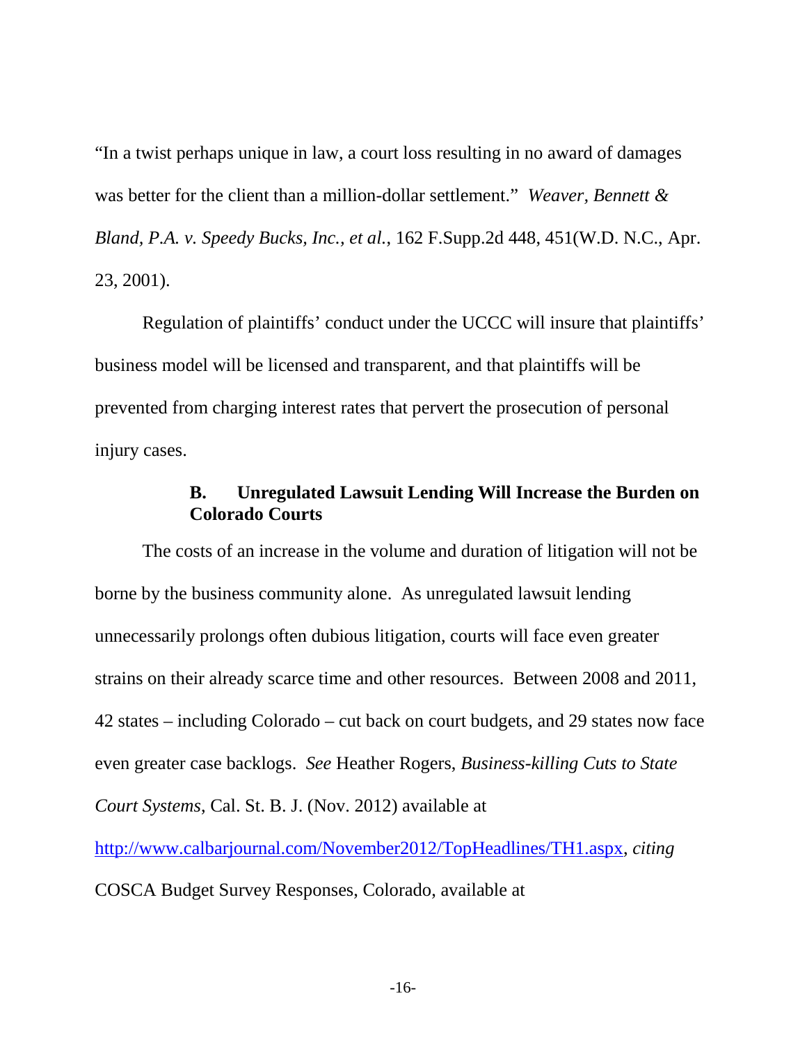"In a twist perhaps unique in law, a court loss resulting in no award of damages was better for the client than a million-dollar settlement." *Weaver, Bennett & Bland, P.A. v. Speedy Bucks, Inc., et al.*, 162 F.Supp.2d 448, 451(W.D. N.C., Apr. 23, 2001).

Regulation of plaintiffs' conduct under the UCCC will insure that plaintiffs' business model will be licensed and transparent, and that plaintiffs will be prevented from charging interest rates that pervert the prosecution of personal injury cases.

### B. Unregulated Lawsuit Lending Will Increase the Burden on Colorado Courts

The costs of an increase in the volume and duration of litigation will not be borne by the business community alone. As unregulated lawsuit lending unnecessarily prolongs often dubious litigation, courts will face even greater strains on their already scarce time and other resources. Between 2008 and 2011, 42 states – including Colorado – cut back on court budgets, and 29 states now face even greater case backlogs. *See* Heather Rogers, *Business-killing Cuts to State Court Systems*, Cal. St. B. J. (Nov. 2012) available at http://www.calbarjournal.com/November2012/TopHeadlines/TH1.aspx, *citing* COSCA Budget Survey Responses, Colorado, available at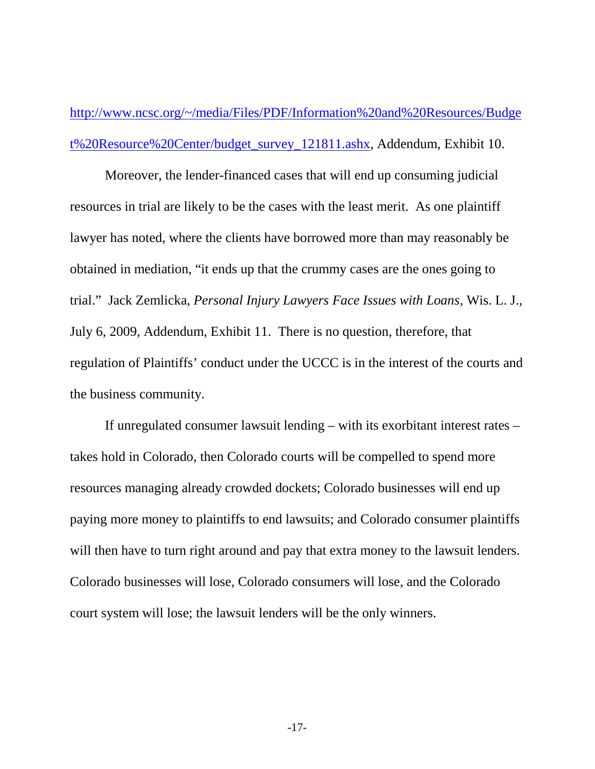http://www.ncsc.org/~/media/Files/PDF/Information%20and%20Resources/Budget%20Resource%20Center/budget_survey_121811.ashx, Addendum, Exhibit 10.

Moreover, the lender-financed cases that will end up consuming judicial resources in trial are likely to be the cases with the least merit. As one plaintiff lawyer has noted, where the clients have borrowed more than may reasonably be obtained in mediation, "it ends up that the crummy cases are the ones going to trial." Jack Zemlicka, *Personal Injury Lawyers Face Issues with Loans*, Wis. L. J., July 6, 2009, Addendum, Exhibit 11. There is no question, therefore, that regulation of Plaintiffs' conduct under the UCCC is in the interest of the courts and the business community.

If unregulated consumer lawsuit lending – with its exorbitant interest rates – takes hold in Colorado, then Colorado courts will be compelled to spend more resources managing already crowded dockets; Colorado businesses will end up paying more money to plaintiffs to end lawsuits; and Colorado consumer plaintiffs will then have to turn right around and pay that extra money to the lawsuit lenders. Colorado businesses will lose, Colorado consumers will lose, and the Colorado court system will lose; the lawsuit lenders will be the only winners.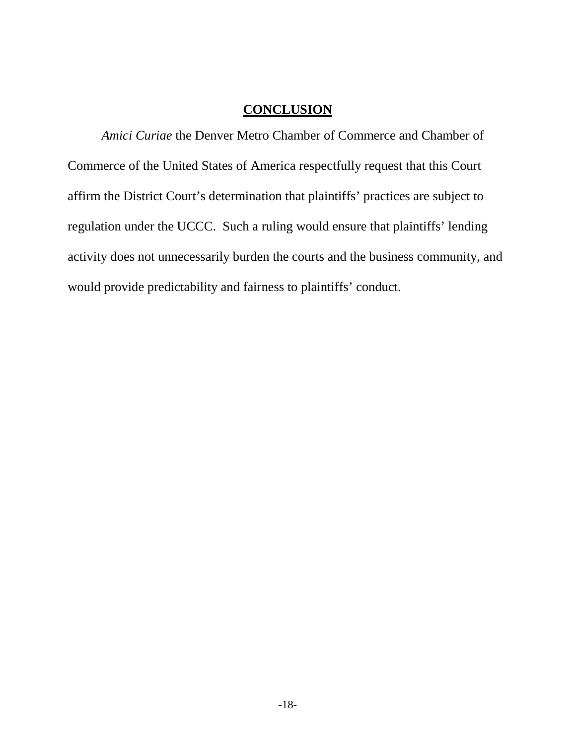## **CONCLUSION**

*Amici Curiae* the Denver Metro Chamber of Commerce and Chamber of Commerce of the United States of America respectfully request that this Court affirm the District Court's determination that plaintiffs' practices are subject to regulation under the UCCC. Such a ruling would ensure that plaintiffs' lending activity does not unnecessarily burden the courts and the business community, and would provide predictability and fairness to plaintiffs' conduct.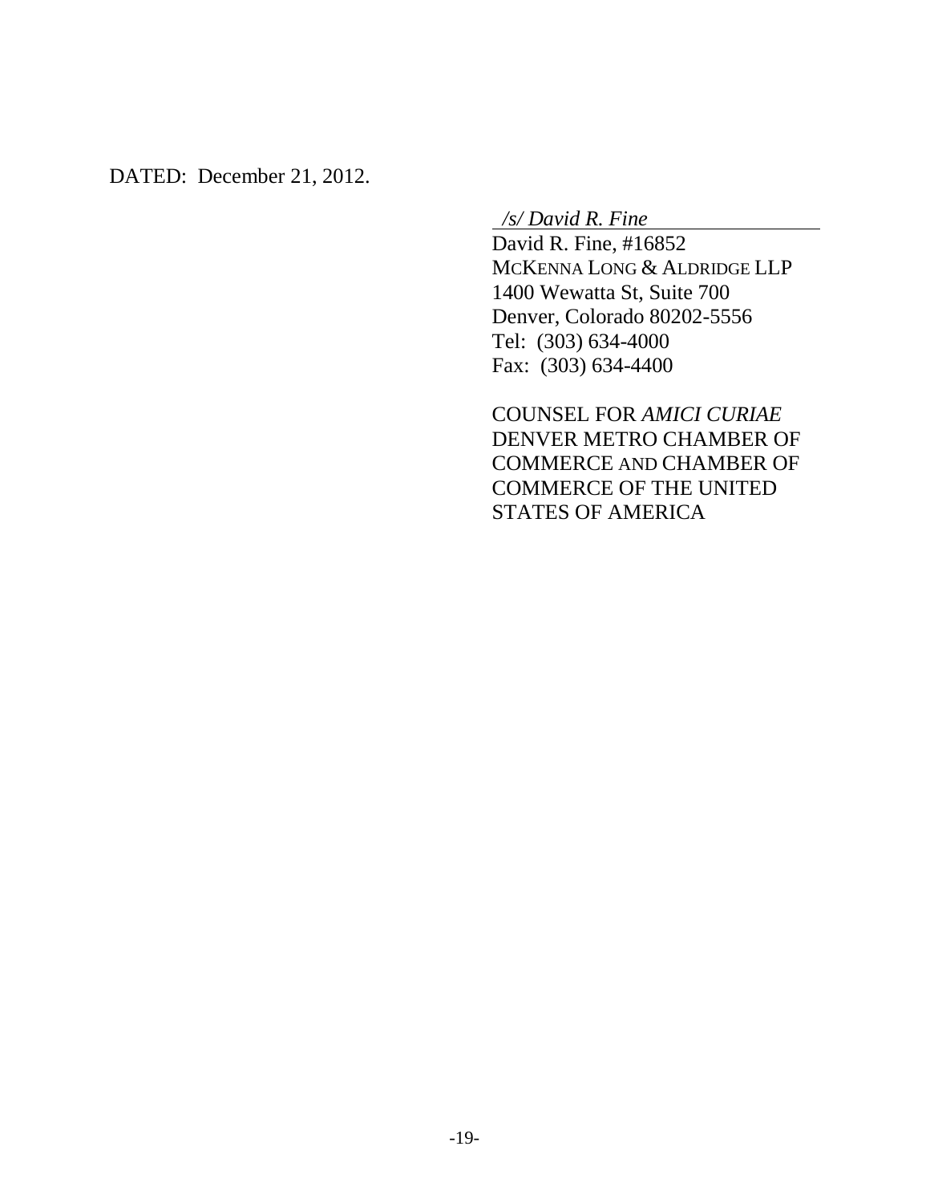DATED: December 21, 2012.

*/s/ David R. Fine*

David R. Fine, #16852
MCKENNA LONG & ALDRIDGE LLP
1400 Wewatta St, Suite 700
Denver, Colorado 80202-5556
Tel: (303) 634-4000
Fax: (303) 634-4400

COUNSEL FOR *AMICI CURIAE* DENVER METRO CHAMBER OF COMMERCE AND CHAMBER OF COMMERCE OF THE UNITED STATES OF AMERICA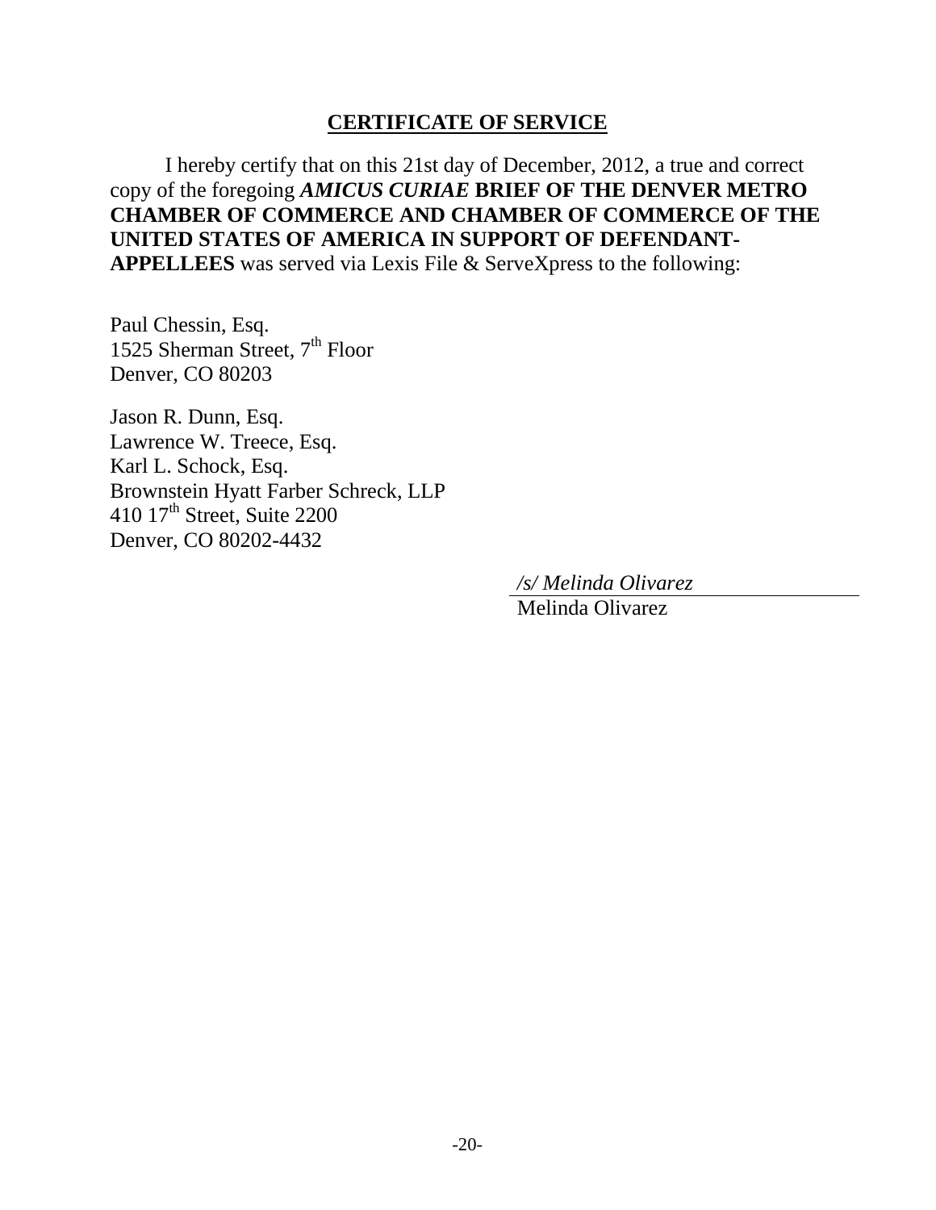## CERTIFICATE OF SERVICE

I hereby certify that on this 21st day of December, 2012, a true and correct copy of the foregoing ***AMICUS CURIAE*** **BRIEF OF THE DENVER METRO CHAMBER OF COMMERCE AND CHAMBER OF COMMERCE OF THE UNITED STATES OF AMERICA IN SUPPORT OF DEFENDANT-APPELLEES** was served via Lexis File & ServeXpress to the following:

Paul Chessin, Esq.
1525 Sherman Street, 7th Floor
Denver, CO 80203

Jason R. Dunn, Esq.
Lawrence W. Treece, Esq.
Karl L. Schock, Esq.
Brownstein Hyatt Farber Schreck, LLP
410 17th Street, Suite 2200
Denver, CO 80202-4432

*/s/ Melinda Olivarez*
Melinda Olivarez